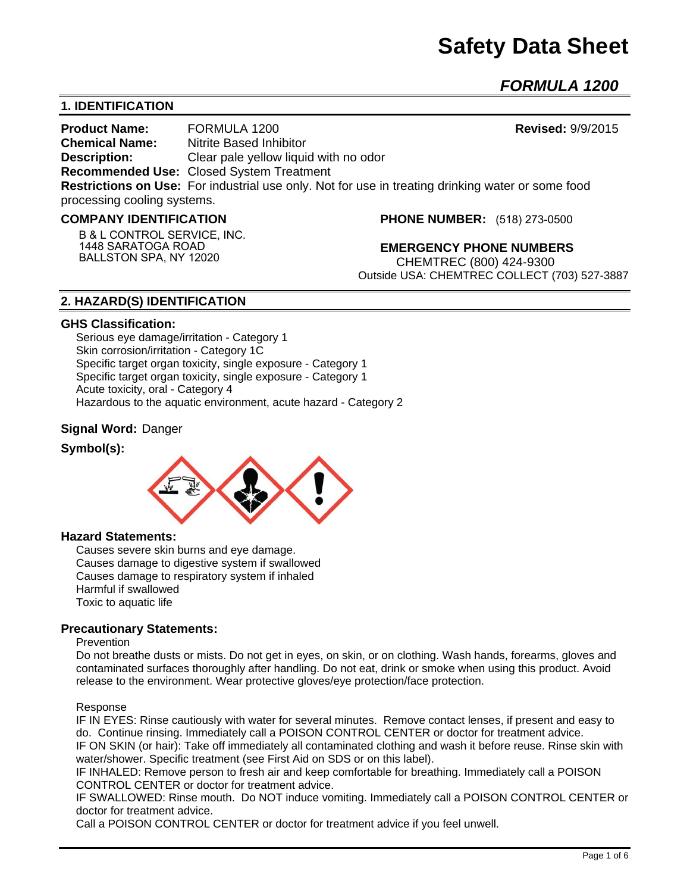# Safety Data Sheet

## *FORMULA 1200*

## 1. IDENTIFICATION

**Product Name:** FORMULA 1200 **Revised:** 9/9/2015
**Chemical Name:** Nitrite Based Inhibitor
**Description:** Clear pale yellow liquid with no odor
**Recommended Use:** Closed System Treatment
**Restrictions on Use:** For industrial use only. Not for use in treating drinking water or some food processing cooling systems.

**COMPANY IDENTIFICATION**

B & L CONTROL SERVICE, INC.
1448 SARATOGA ROAD
BALLSTON SPA, NY 12020

**PHONE NUMBER:** (518) 273-0500

**EMERGENCY PHONE NUMBERS**

CHEMTREC (800) 424-9300
Outside USA: CHEMTREC COLLECT (703) 527-3887

## 2. HAZARD(S) IDENTIFICATION

### GHS Classification:

Serious eye damage/irritation - Category 1
Skin corrosion/irritation - Category 1C
Specific target organ toxicity, single exposure - Category 1
Specific target organ toxicity, single exposure - Category 1
Acute toxicity, oral - Category 4
Hazardous to the aquatic environment, acute hazard - Category 2

**Signal Word:** Danger

**Symbol(s):**

### Hazard Statements:

Causes severe skin burns and eye damage.
Causes damage to digestive system if swallowed
Causes damage to respiratory system if inhaled
Harmful if swallowed
Toxic to aquatic life

### Precautionary Statements:

Prevention

Do not breathe dusts or mists. Do not get in eyes, on skin, or on clothing. Wash hands, forearms, gloves and contaminated surfaces thoroughly after handling. Do not eat, drink or smoke when using this product. Avoid release to the environment. Wear protective gloves/eye protection/face protection.

Response

IF IN EYES: Rinse cautiously with water for several minutes. Remove contact lenses, if present and easy to do. Continue rinsing. Immediately call a POISON CONTROL CENTER or doctor for treatment advice.
IF ON SKIN (or hair): Take off immediately all contaminated clothing and wash it before reuse. Rinse skin with water/shower. Specific treatment (see First Aid on SDS or on this label).
IF INHALED: Remove person to fresh air and keep comfortable for breathing. Immediately call a POISON CONTROL CENTER or doctor for treatment advice.
IF SWALLOWED: Rinse mouth. Do NOT induce vomiting. Immediately call a POISON CONTROL CENTER or doctor for treatment advice.
Call a POISON CONTROL CENTER or doctor for treatment advice if you feel unwell.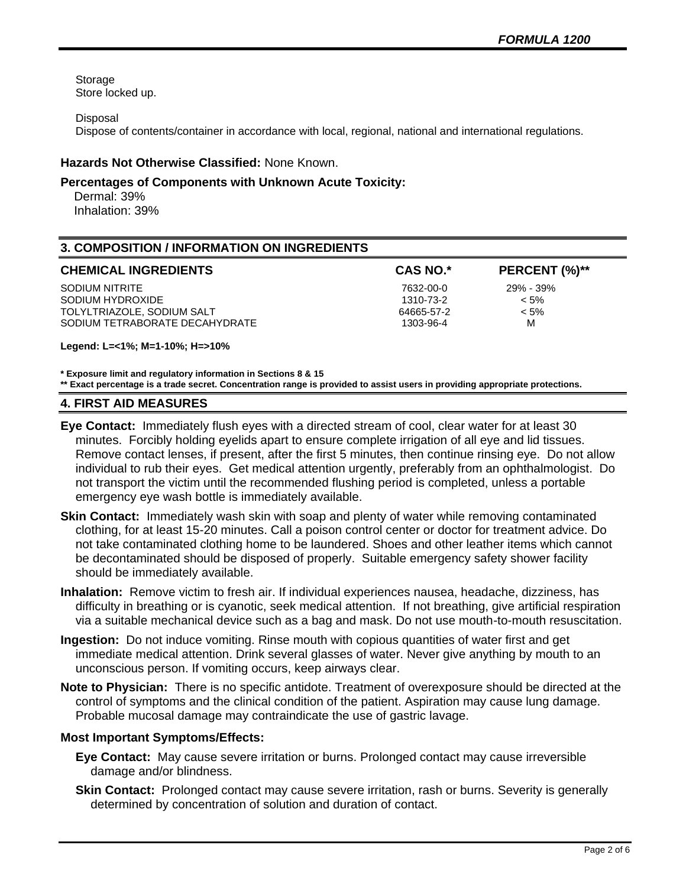Storage
Store locked up.

Disposal
Dispose of contents/container in accordance with local, regional, national and international regulations.

**Hazards Not Otherwise Classified:** None Known.

**Percentages of Components with Unknown Acute Toxicity:**
Dermal: 39%
Inhalation: 39%

## 3. COMPOSITION / INFORMATION ON INGREDIENTS

| CHEMICAL INGREDIENTS | CAS NO.* | PERCENT (%)** |
|---|---|---|
| SODIUM NITRITE | 7632-00-0 | 29% - 39% |
| SODIUM HYDROXIDE | 1310-73-2 | < 5% |
| TOLYLTRIAZOLE, SODIUM SALT | 64665-57-2 | < 5% |
| SODIUM TETRABORATE DECAHYDRATE | 1303-96-4 | M |

**Legend: L=<1%; M=1-10%; H=>10%**

**\* Exposure limit and regulatory information in Sections 8 & 15**
**\*\* Exact percentage is a trade secret. Concentration range is provided to assist users in providing appropriate protections.**

## 4. FIRST AID MEASURES

**Eye Contact:** Immediately flush eyes with a directed stream of cool, clear water for at least 30 minutes. Forcibly holding eyelids apart to ensure complete irrigation of all eye and lid tissues. Remove contact lenses, if present, after the first 5 minutes, then continue rinsing eye. Do not allow individual to rub their eyes. Get medical attention urgently, preferably from an ophthalmologist. Do not transport the victim until the recommended flushing period is completed, unless a portable emergency eye wash bottle is immediately available.

**Skin Contact:** Immediately wash skin with soap and plenty of water while removing contaminated clothing, for at least 15-20 minutes. Call a poison control center or doctor for treatment advice. Do not take contaminated clothing home to be laundered. Shoes and other leather items which cannot be decontaminated should be disposed of properly. Suitable emergency safety shower facility should be immediately available.

**Inhalation:** Remove victim to fresh air. If individual experiences nausea, headache, dizziness, has difficulty in breathing or is cyanotic, seek medical attention. If not breathing, give artificial respiration via a suitable mechanical device such as a bag and mask. Do not use mouth-to-mouth resuscitation.

**Ingestion:** Do not induce vomiting. Rinse mouth with copious quantities of water first and get immediate medical attention. Drink several glasses of water. Never give anything by mouth to an unconscious person. If vomiting occurs, keep airways clear.

**Note to Physician:** There is no specific antidote. Treatment of overexposure should be directed at the control of symptoms and the clinical condition of the patient. Aspiration may cause lung damage. Probable mucosal damage may contraindicate the use of gastric lavage.

**Most Important Symptoms/Effects:**

**Eye Contact:** May cause severe irritation or burns. Prolonged contact may cause irreversible damage and/or blindness.

**Skin Contact:** Prolonged contact may cause severe irritation, rash or burns. Severity is generally determined by concentration of solution and duration of contact.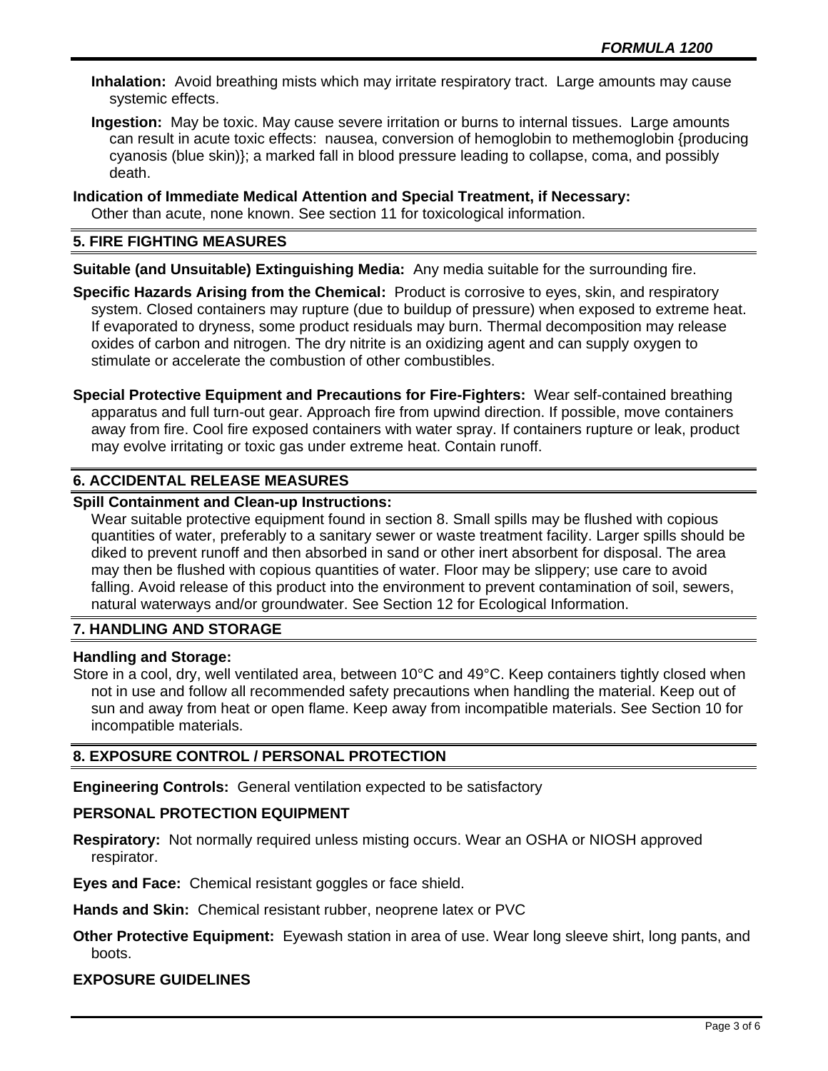**Inhalation:** Avoid breathing mists which may irritate respiratory tract. Large amounts may cause systemic effects.

**Ingestion:** May be toxic. May cause severe irritation or burns to internal tissues. Large amounts can result in acute toxic effects: nausea, conversion of hemoglobin to methemoglobin {producing cyanosis (blue skin)}; a marked fall in blood pressure leading to collapse, coma, and possibly death.

**Indication of Immediate Medical Attention and Special Treatment, if Necessary:**
Other than acute, none known. See section 11 for toxicological information.

## 5. FIRE FIGHTING MEASURES

**Suitable (and Unsuitable) Extinguishing Media:** Any media suitable for the surrounding fire.

**Specific Hazards Arising from the Chemical:** Product is corrosive to eyes, skin, and respiratory system. Closed containers may rupture (due to buildup of pressure) when exposed to extreme heat. If evaporated to dryness, some product residuals may burn. Thermal decomposition may release oxides of carbon and nitrogen. The dry nitrite is an oxidizing agent and can supply oxygen to stimulate or accelerate the combustion of other combustibles.

**Special Protective Equipment and Precautions for Fire-Fighters:** Wear self-contained breathing apparatus and full turn-out gear. Approach fire from upwind direction. If possible, move containers away from fire. Cool fire exposed containers with water spray. If containers rupture or leak, product may evolve irritating or toxic gas under extreme heat. Contain runoff.

## 6. ACCIDENTAL RELEASE MEASURES

**Spill Containment and Clean-up Instructions:**
Wear suitable protective equipment found in section 8. Small spills may be flushed with copious quantities of water, preferably to a sanitary sewer or waste treatment facility. Larger spills should be diked to prevent runoff and then absorbed in sand or other inert absorbent for disposal. The area may then be flushed with copious quantities of water. Floor may be slippery; use care to avoid falling. Avoid release of this product into the environment to prevent contamination of soil, sewers, natural waterways and/or groundwater. See Section 12 for Ecological Information.

## 7. HANDLING AND STORAGE

**Handling and Storage:**
Store in a cool, dry, well ventilated area, between 10°C and 49°C. Keep containers tightly closed when not in use and follow all recommended safety precautions when handling the material. Keep out of sun and away from heat or open flame. Keep away from incompatible materials. See Section 10 for incompatible materials.

## 8. EXPOSURE CONTROL / PERSONAL PROTECTION

**Engineering Controls:** General ventilation expected to be satisfactory

### PERSONAL PROTECTION EQUIPMENT

**Respiratory:** Not normally required unless misting occurs. Wear an OSHA or NIOSH approved respirator.

**Eyes and Face:** Chemical resistant goggles or face shield.

**Hands and Skin:** Chemical resistant rubber, neoprene latex or PVC

**Other Protective Equipment:** Eyewash station in area of use. Wear long sleeve shirt, long pants, and boots.

### EXPOSURE GUIDELINES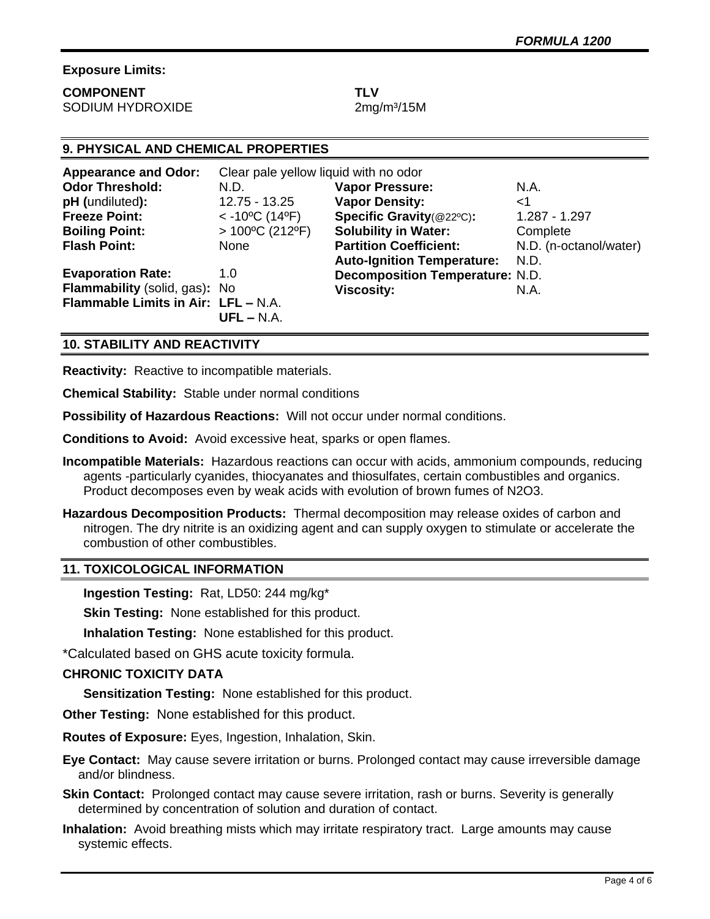**Exposure Limits:**

| COMPONENT | TLV |
|---|---|
| SODIUM HYDROXIDE | 2mg/m³/15M |

## 9. PHYSICAL AND CHEMICAL PROPERTIES

**Appearance and Odor:** Clear pale yellow liquid with no odor

| | | | |
|---|---|---|---|
| **Odor Threshold:** | N.D. | **Vapor Pressure:** | N.A. |
| **pH (undiluted):** | 12.75 - 13.25 | **Vapor Density:** | <1 |
| **Freeze Point:** | < -10ºC (14ºF) | **Specific Gravity**(@22ºC)**:** | 1.287 - 1.297 |
| **Boiling Point:** | > 100ºC (212ºF) | **Solubility in Water:** | Complete |
| **Flash Point:** | None | **Partition Coefficient:** | N.D. (n-octanol/water) |
| | | **Auto-Ignition Temperature:** | N.D. |
| **Evaporation Rate:** | 1.0 | **Decomposition Temperature:** | N.D. |
| **Flammability** (solid, gas)**:** | No | **Viscosity:** | N.A. |
| **Flammable Limits in Air:** | **LFL –** N.A. **UFL –** N.A. | | |

## 10. STABILITY AND REACTIVITY

**Reactivity:** Reactive to incompatible materials.

**Chemical Stability:** Stable under normal conditions

**Possibility of Hazardous Reactions:** Will not occur under normal conditions.

**Conditions to Avoid:** Avoid excessive heat, sparks or open flames.

**Incompatible Materials:** Hazardous reactions can occur with acids, ammonium compounds, reducing agents -particularly cyanides, thiocyanates and thiosulfates, certain combustibles and organics. Product decomposes even by weak acids with evolution of brown fumes of $N_2O_3$.

**Hazardous Decomposition Products:** Thermal decomposition may release oxides of carbon and nitrogen. The dry nitrite is an oxidizing agent and can supply oxygen to stimulate or accelerate the combustion of other combustibles.

## 11. TOXICOLOGICAL INFORMATION

**Ingestion Testing:** Rat, LD50: 244 mg/kg*

**Skin Testing:** None established for this product.

**Inhalation Testing:** None established for this product.

*Calculated based on GHS acute toxicity formula.

**CHRONIC TOXICITY DATA**

**Sensitization Testing:** None established for this product.

**Other Testing:** None established for this product.

**Routes of Exposure:** Eyes, Ingestion, Inhalation, Skin.

**Eye Contact:** May cause severe irritation or burns. Prolonged contact may cause irreversible damage and/or blindness.

**Skin Contact:** Prolonged contact may cause severe irritation, rash or burns. Severity is generally determined by concentration of solution and duration of contact.

**Inhalation:** Avoid breathing mists which may irritate respiratory tract. Large amounts may cause systemic effects.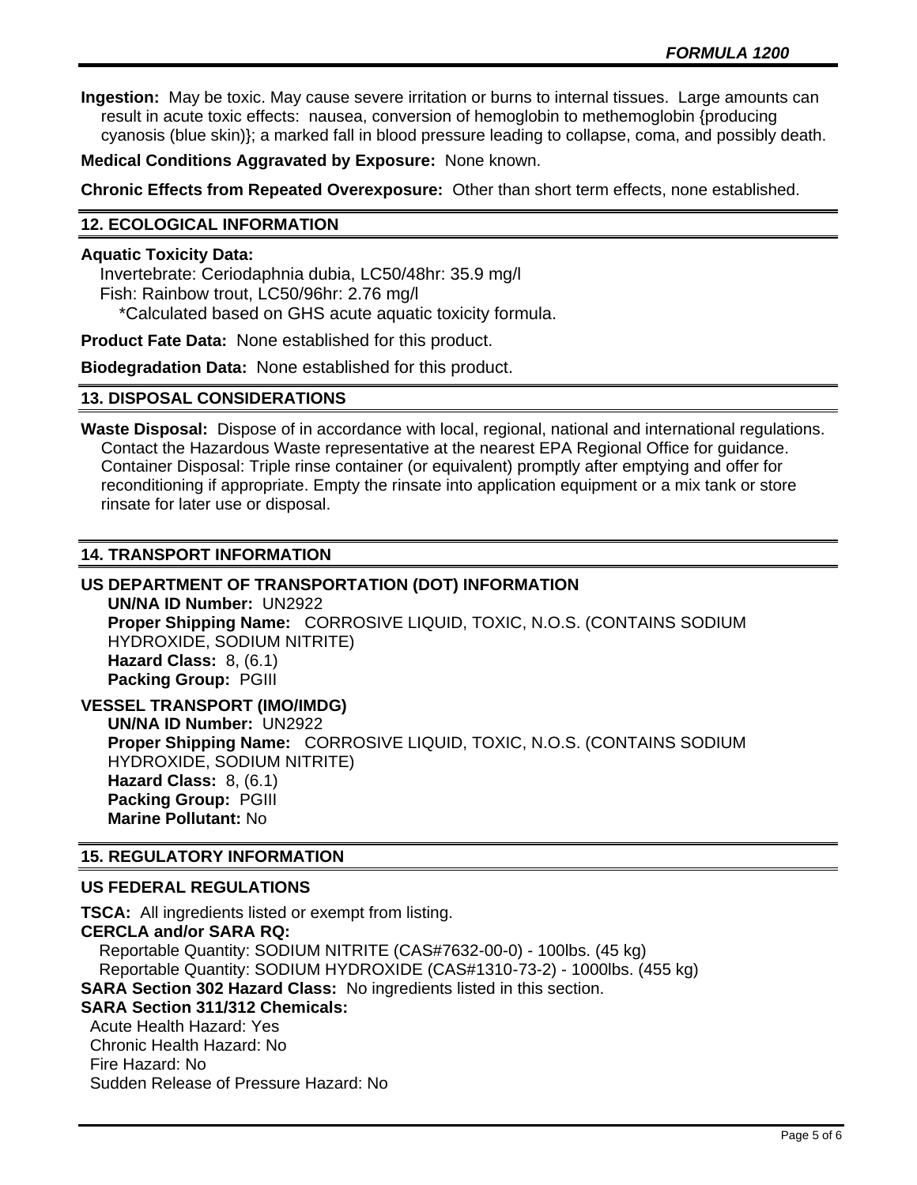**Ingestion:** May be toxic. May cause severe irritation or burns to internal tissues. Large amounts can result in acute toxic effects: nausea, conversion of hemoglobin to methemoglobin {producing cyanosis (blue skin)}; a marked fall in blood pressure leading to collapse, coma, and possibly death.

**Medical Conditions Aggravated by Exposure:** None known.

**Chronic Effects from Repeated Overexposure:** Other than short term effects, none established.

## 12. ECOLOGICAL INFORMATION

**Aquatic Toxicity Data:**

Invertebrate: Ceriodaphnia dubia, LC50/48hr: 35.9 mg/l
Fish: Rainbow trout, LC50/96hr: 2.76 mg/l
*Calculated based on GHS acute aquatic toxicity formula.

**Product Fate Data:** None established for this product.

**Biodegradation Data:** None established for this product.

## 13. DISPOSAL CONSIDERATIONS

**Waste Disposal:** Dispose of in accordance with local, regional, national and international regulations. Contact the Hazardous Waste representative at the nearest EPA Regional Office for guidance. Container Disposal: Triple rinse container (or equivalent) promptly after emptying and offer for reconditioning if appropriate. Empty the rinsate into application equipment or a mix tank or store rinsate for later use or disposal.

## 14. TRANSPORT INFORMATION

### US DEPARTMENT OF TRANSPORTATION (DOT) INFORMATION

**UN/NA ID Number:** UN2922
**Proper Shipping Name:** CORROSIVE LIQUID, TOXIC, N.O.S. (CONTAINS SODIUM HYDROXIDE, SODIUM NITRITE)
**Hazard Class:** 8, (6.1)
**Packing Group:** PGIII

### VESSEL TRANSPORT (IMO/IMDG)

**UN/NA ID Number:** UN2922
**Proper Shipping Name:** CORROSIVE LIQUID, TOXIC, N.O.S. (CONTAINS SODIUM HYDROXIDE, SODIUM NITRITE)
**Hazard Class:** 8, (6.1)
**Packing Group:** PGIII
**Marine Pollutant:** No

## 15. REGULATORY INFORMATION

### US FEDERAL REGULATIONS

**TSCA:** All ingredients listed or exempt from listing.
**CERCLA and/or SARA RQ:**
Reportable Quantity: SODIUM NITRITE (CAS#7632-00-0) - 100lbs. (45 kg)
Reportable Quantity: SODIUM HYDROXIDE (CAS#1310-73-2) - 1000lbs. (455 kg)
**SARA Section 302 Hazard Class:** No ingredients listed in this section.
**SARA Section 311/312 Chemicals:**
Acute Health Hazard: Yes
Chronic Health Hazard: No
Fire Hazard: No
Sudden Release of Pressure Hazard: No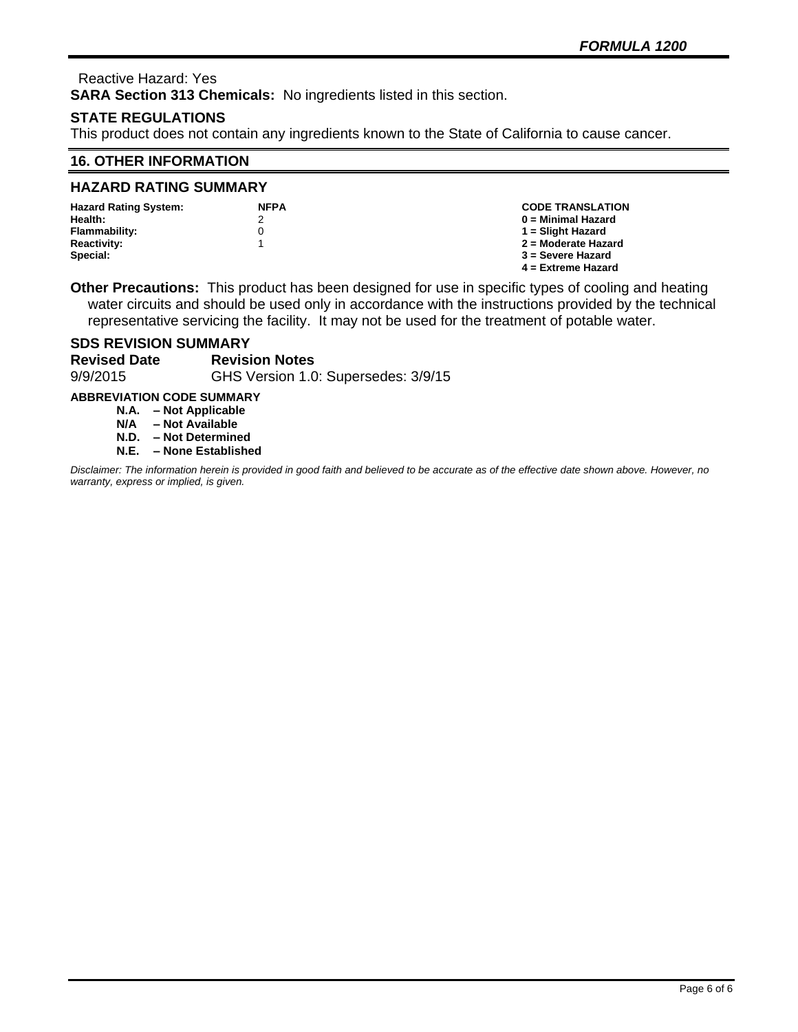Reactive Hazard: Yes

**SARA Section 313 Chemicals:** No ingredients listed in this section.

### STATE REGULATIONS

This product does not contain any ingredients known to the State of California to cause cancer.

## 16. OTHER INFORMATION

### HAZARD RATING SUMMARY

| **Hazard Rating System:** | **NFPA** | **CODE TRANSLATION** |
|---|---|---|
| **Health:** | 2 | **0 = Minimal Hazard** |
| **Flammability:** | 0 | **1 = Slight Hazard** |
| **Reactivity:** | 1 | **2 = Moderate Hazard** |
| **Special:** | | **3 = Severe Hazard** |
| | | **4 = Extreme Hazard** |

**Other Precautions:** This product has been designed for use in specific types of cooling and heating water circuits and should be used only in accordance with the instructions provided by the technical representative servicing the facility. It may not be used for the treatment of potable water.

### SDS REVISION SUMMARY

| **Revised Date** | **Revision Notes** |
|---|---|
| 9/9/2015 | GHS Version 1.0: Supersedes: 3/9/15 |

**ABBREVIATION CODE SUMMARY**

- **N.A. – Not Applicable**
- **N/A – Not Available**
- **N.D. – Not Determined**
- **N.E. – None Established**

*Disclaimer: The information herein is provided in good faith and believed to be accurate as of the effective date shown above. However, no warranty, express or implied, is given.*